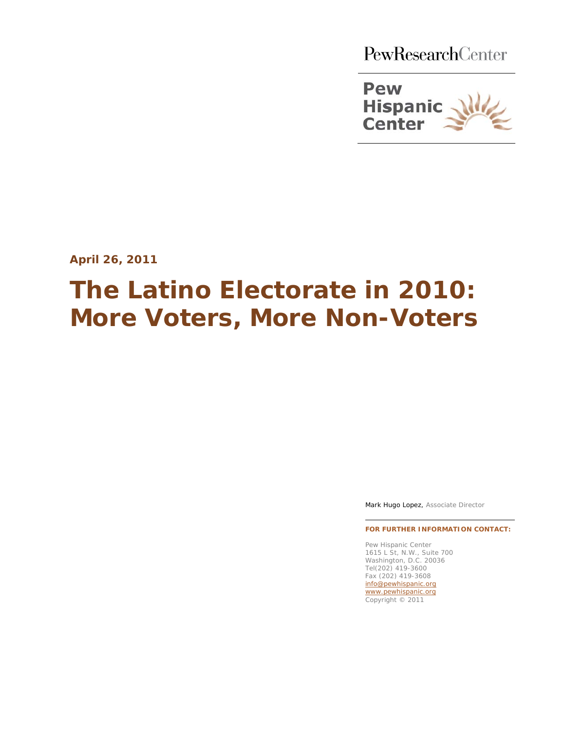PewResearchCenter

Pew Hispanic Center

**April 26, 2011**

# The Latino Electorate in 2010: More Voters, More Non-Voters

Mark Hugo Lopez, Associate Director

**FOR FURTHER INFORMATION CONTACT:**

Pew Hispanic Center
1615 L St, N.W., Suite 700
Washington, D.C. 20036
Tel(202) 419-3600
Fax (202) 419-3608
info@pewhispanic.org
www.pewhispanic.org
Copyright © 2011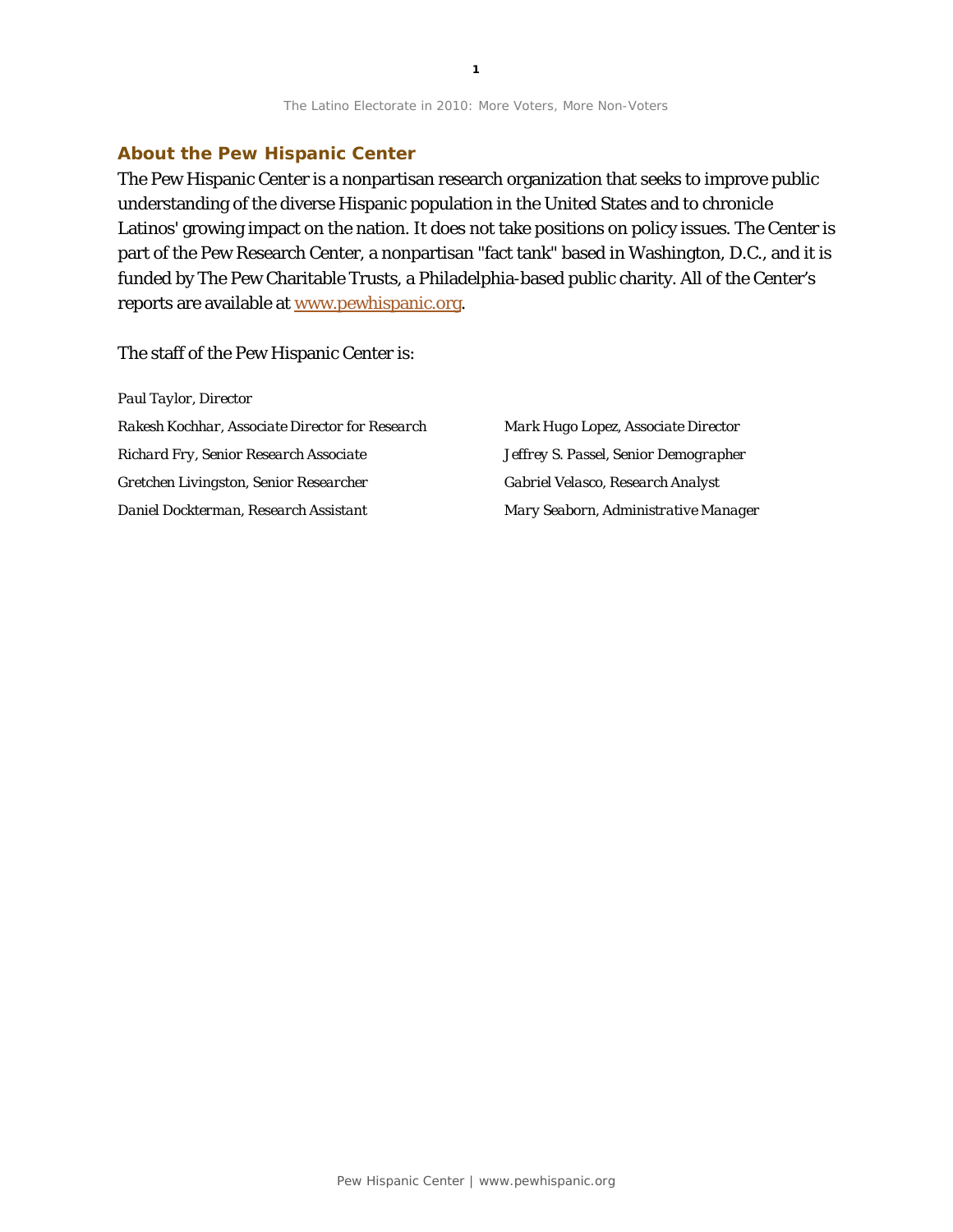## About the Pew Hispanic Center

The Pew Hispanic Center is a nonpartisan research organization that seeks to improve public understanding of the diverse Hispanic population in the United States and to chronicle Latinos' growing impact on the nation. It does not take positions on policy issues. The Center is part of the Pew Research Center, a nonpartisan "fact tank" based in Washington, D.C., and it is funded by The Pew Charitable Trusts, a Philadelphia-based public charity. All of the Center's reports are available at www.pewhispanic.org.

The staff of the Pew Hispanic Center is:

*Paul Taylor, Director*

*Rakesh Kochhar, Associate Director for Research*

*Mark Hugo Lopez, Associate Director*

*Richard Fry, Senior Research Associate*

*Jeffrey S. Passel, Senior Demographer*

*Gretchen Livingston, Senior Researcher*

*Gabriel Velasco, Research Analyst*

*Daniel Dockterman, Research Assistant*

*Mary Seaborn, Administrative Manager*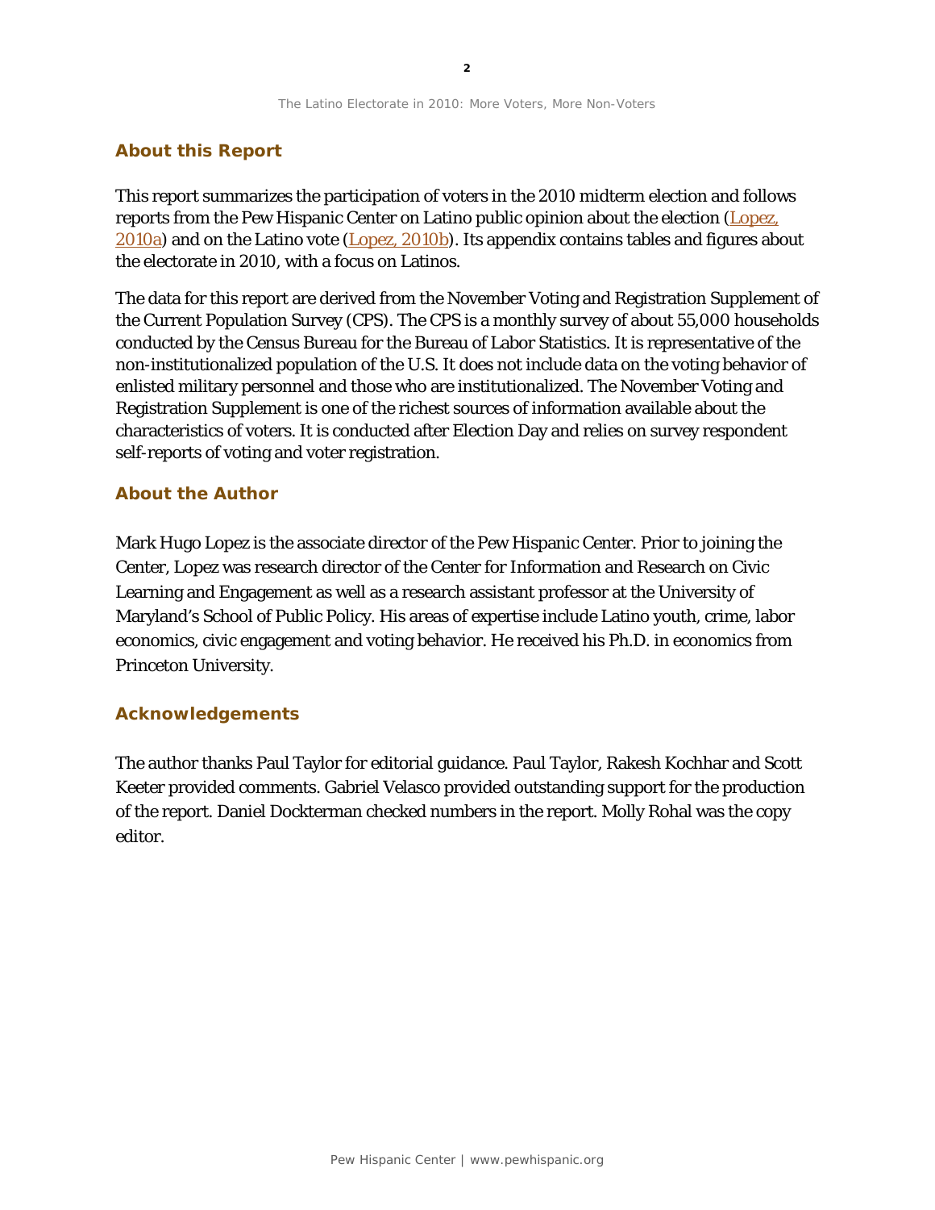## About this Report

This report summarizes the participation of voters in the 2010 midterm election and follows reports from the Pew Hispanic Center on Latino public opinion about the election (Lopez, 2010a) and on the Latino vote (Lopez, 2010b). Its appendix contains tables and figures about the electorate in 2010, with a focus on Latinos.

The data for this report are derived from the November Voting and Registration Supplement of the Current Population Survey (CPS). The CPS is a monthly survey of about 55,000 households conducted by the Census Bureau for the Bureau of Labor Statistics. It is representative of the non-institutionalized population of the U.S. It does not include data on the voting behavior of enlisted military personnel and those who are institutionalized. The November Voting and Registration Supplement is one of the richest sources of information available about the characteristics of voters. It is conducted after Election Day and relies on survey respondent self-reports of voting and voter registration.

## About the Author

Mark Hugo Lopez is the associate director of the Pew Hispanic Center. Prior to joining the Center, Lopez was research director of the Center for Information and Research on Civic Learning and Engagement as well as a research assistant professor at the University of Maryland's School of Public Policy. His areas of expertise include Latino youth, crime, labor economics, civic engagement and voting behavior. He received his Ph.D. in economics from Princeton University.

## Acknowledgements

The author thanks Paul Taylor for editorial guidance. Paul Taylor, Rakesh Kochhar and Scott Keeter provided comments. Gabriel Velasco provided outstanding support for the production of the report. Daniel Dockterman checked numbers in the report. Molly Rohal was the copy editor.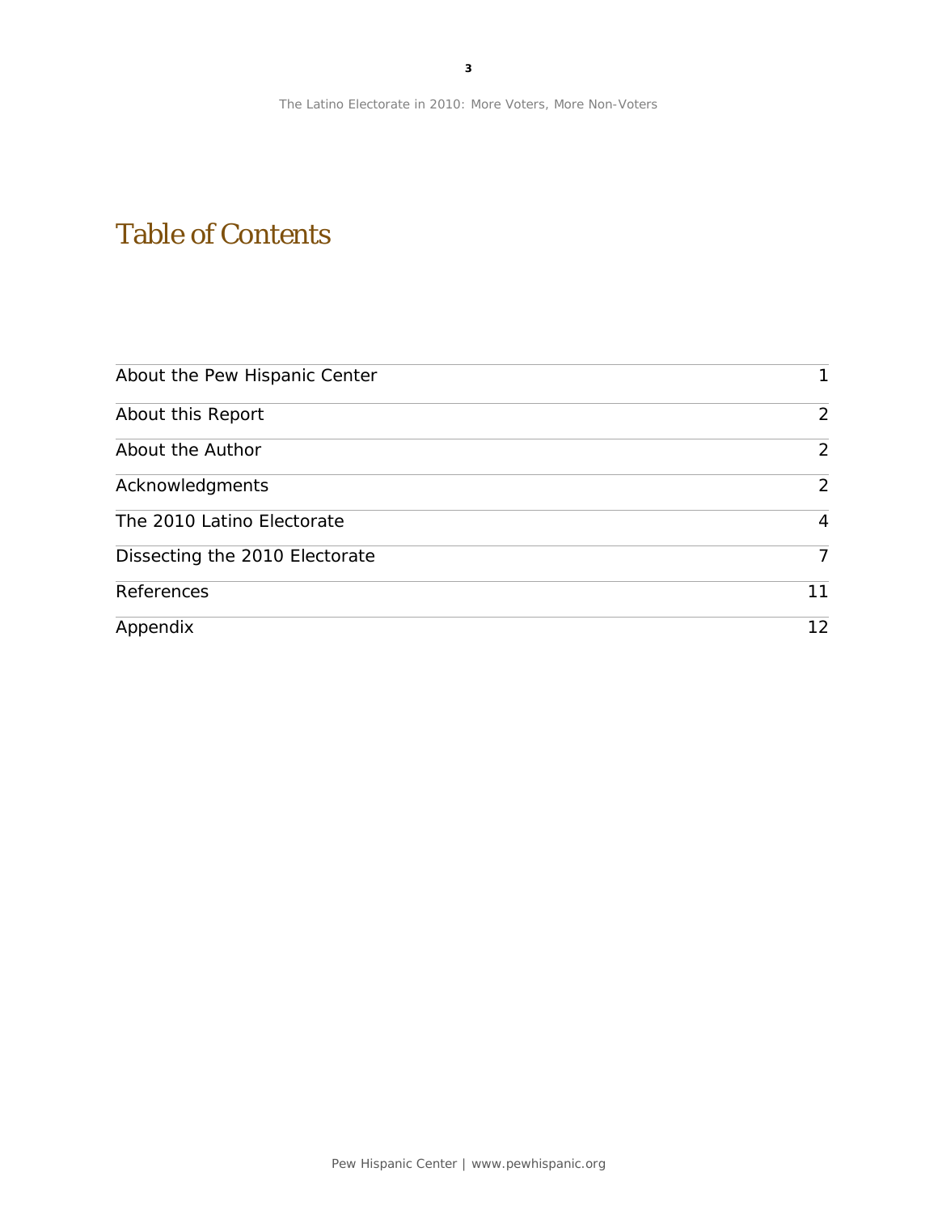# Table of Contents

| | |
|---|---|
| About the Pew Hispanic Center | 1 |
| About this Report | 2 |
| About the Author | 2 |
| Acknowledgments | 2 |
| The 2010 Latino Electorate | 4 |
| Dissecting the 2010 Electorate | 7 |
| References | 11 |
| Appendix | 12 |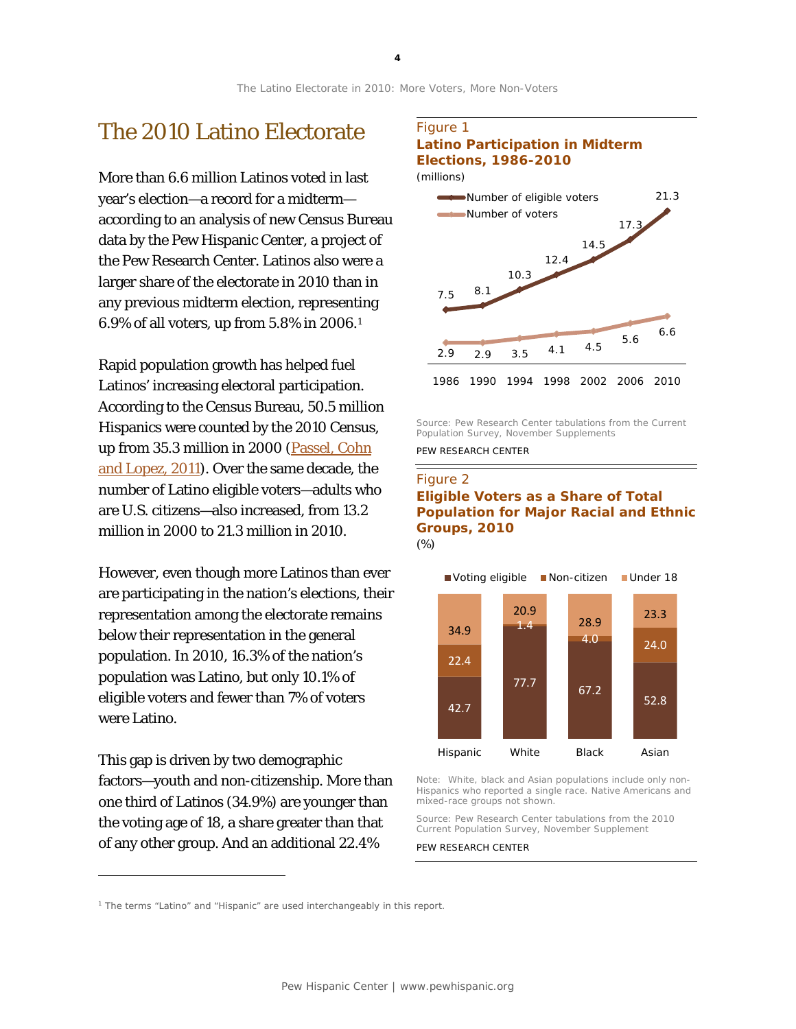# The 2010 Latino Electorate

More than 6.6 million Latinos voted in last year's election—a record for a midterm—according to an analysis of new Census Bureau data by the Pew Hispanic Center, a project of the Pew Research Center. Latinos also were a larger share of the electorate in 2010 than in any previous midterm election, representing 6.9% of all voters, up from 5.8% in 2006.[1]

Rapid population growth has helped fuel Latinos' increasing electoral participation. According to the Census Bureau, 50.5 million Hispanics were counted by the 2010 Census, up from 35.3 million in 2000 (Passel, Cohn and Lopez, 2011). Over the same decade, the number of Latino eligible voters—adults who are U.S. citizens—also increased, from 13.2 million in 2000 to 21.3 million in 2010.

However, even though more Latinos than ever are participating in the nation's elections, their representation among the electorate remains below their representation in the general population. In 2010, 16.3% of the nation's population was Latino, but only 10.1% of eligible voters and fewer than 7% of voters were Latino.

This gap is driven by two demographic factors—youth and non-citizenship. More than one third of Latinos (34.9%) are younger than the voting age of 18, a share greater than that of any other group. And an additional 22.4%

Figure 1

**Latino Participation in Midterm Elections, 1986-2010**

(millions)

| | 1986 | 1990 | 1994 | 1998 | 2002 | 2006 | 2010 |
|---|---|---|---|---|---|---|---|
| Number of eligible voters | 7.5 | 8.1 | 10.3 | 12.4 | 14.5 | 17.3 | 21.3 |
| Number of voters | 2.9 | 2.9 | 3.5 | 4.1 | 4.5 | 5.6 | 6.6 |

Source: Pew Research Center tabulations from the Current Population Survey, November Supplements

PEW RESEARCH CENTER

Figure 2

**Eligible Voters as a Share of Total Population for Major Racial and Ethnic Groups, 2010**

(%)

| | Voting eligible | Non-citizen | Under 18 |
|---|---|---|---|
| Hispanic | 42.7 | 22.4 | 34.9 |
| White | 77.7 | 1.4 | 20.9 |
| Black | 67.2 | 4.0 | 28.9 |
| Asian | 52.8 | 24.0 | 23.3 |

Note: White, black and Asian populations include only non-Hispanics who reported a single race. Native Americans and mixed-race groups not shown.

Source: Pew Research Center tabulations from the 2010 Current Population Survey, November Supplement

PEW RESEARCH CENTER

[1] The terms "Latino" and "Hispanic" are used interchangeably in this report.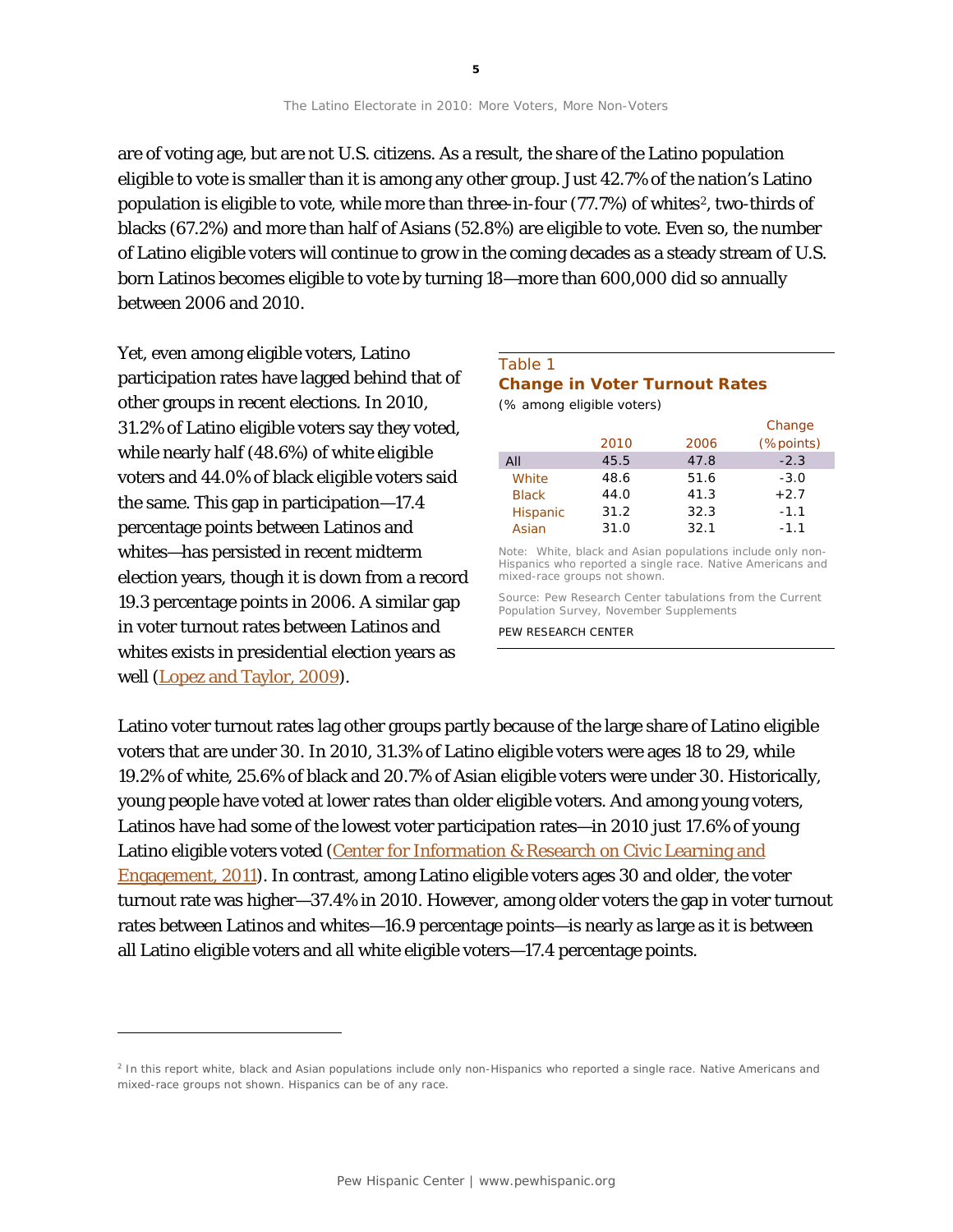are of voting age, but are not U.S. citizens. As a result, the share of the Latino population eligible to vote is smaller than it is among any other group. Just 42.7% of the nation's Latino population is eligible to vote, while more than three-in-four (77.7%) of whites[2], two-thirds of blacks (67.2%) and more than half of Asians (52.8%) are eligible to vote. Even so, the number of Latino eligible voters will continue to grow in the coming decades as a steady stream of U.S. born Latinos becomes eligible to vote by turning 18—more than 600,000 did so annually between 2006 and 2010.

Yet, even among eligible voters, Latino participation rates have lagged behind that of other groups in recent elections. In 2010, 31.2% of Latino eligible voters say they voted, while nearly half (48.6%) of white eligible voters and 44.0% of black eligible voters said the same. This gap in participation—17.4 percentage points between Latinos and whites—has persisted in recent midterm election years, though it is down from a record 19.3 percentage points in 2006. A similar gap in voter turnout rates between Latinos and whites exists in presidential election years as well (Lopez and Taylor, 2009).

Table 1

**Change in Voter Turnout Rates**

*(% among eligible voters)*

| | 2010 | 2006 | Change (% points) |
|---|---|---|---|
| All | 45.5 | 47.8 | -2.3 |
| White | 48.6 | 51.6 | -3.0 |
| Black | 44.0 | 41.3 | +2.7 |
| Hispanic | 31.2 | 32.3 | -1.1 |
| Asian | 31.0 | 32.1 | -1.1 |

Note: White, black and Asian populations include only non-Hispanics who reported a single race. Native Americans and mixed-race groups not shown.

Source: Pew Research Center tabulations from the Current Population Survey, November Supplements

PEW RESEARCH CENTER

Latino voter turnout rates lag other groups partly because of the large share of Latino eligible voters that are under 30. In 2010, 31.3% of Latino eligible voters were ages 18 to 29, while 19.2% of white, 25.6% of black and 20.7% of Asian eligible voters were under 30. Historically, young people have voted at lower rates than older eligible voters. And among young voters, Latinos have had some of the lowest voter participation rates—in 2010 just 17.6% of young Latino eligible voters voted (Center for Information & Research on Civic Learning and Engagement, 2011). In contrast, among Latino eligible voters ages 30 and older, the voter turnout rate was higher—37.4% in 2010. However, among older voters the gap in voter turnout rates between Latinos and whites—16.9 percentage points—is nearly as large as it is between all Latino eligible voters and all white eligible voters—17.4 percentage points.

[2] In this report white, black and Asian populations include only non-Hispanics who reported a single race. Native Americans and mixed-race groups not shown. Hispanics can be of any race.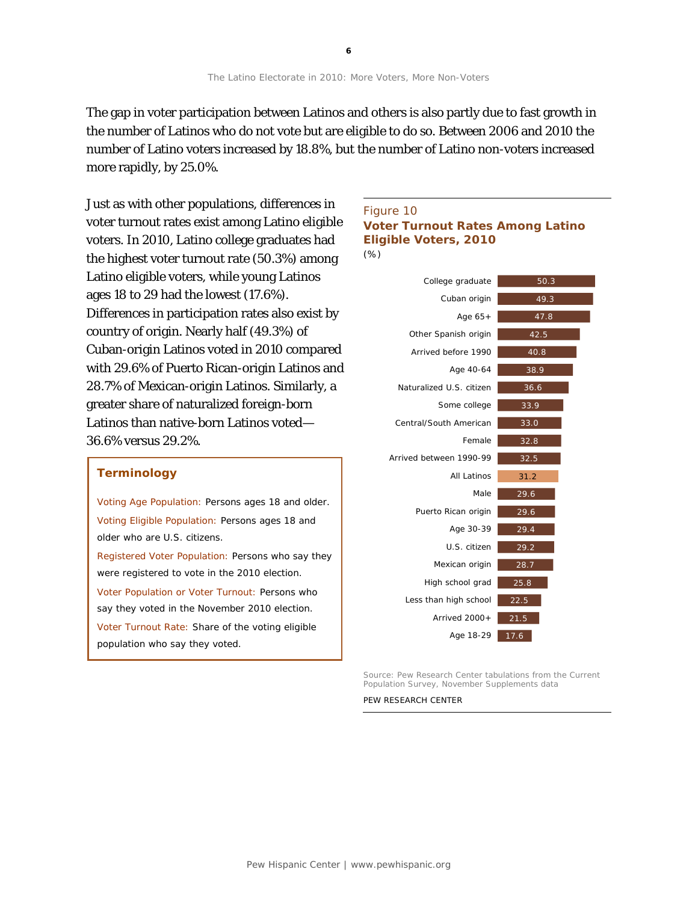The gap in voter participation between Latinos and others is also partly due to fast growth in the number of Latinos who do not vote but are eligible to do so. Between 2006 and 2010 the number of Latino voters increased by 18.8%, but the number of Latino non-voters increased more rapidly, by 25.0%.

Just as with other populations, differences in voter turnout rates exist among Latino eligible voters. In 2010, Latino college graduates had the highest voter turnout rate (50.3%) among Latino eligible voters, while young Latinos ages 18 to 29 had the lowest (17.6%). Differences in participation rates also exist by country of origin. Nearly half (49.3%) of Cuban-origin Latinos voted in 2010 compared with 29.6% of Puerto Rican-origin Latinos and 28.7% of Mexican-origin Latinos. Similarly, a greater share of naturalized foreign-born Latinos than native-born Latinos voted—36.6% versus 29.2%.

### Terminology

Voting Age Population: Persons ages 18 and older.

Voting Eligible Population: Persons ages 18 and older who are U.S. citizens.

Registered Voter Population: Persons who say they were registered to vote in the 2010 election.

Voter Population or Voter Turnout: Persons who say they voted in the November 2010 election.

Voter Turnout Rate: Share of the voting eligible population who say they voted.

Figure 10

**Voter Turnout Rates Among Latino Eligible Voters, 2010**

(%)

| Group | % |
|---|---|
| College graduate | 50.3 |
| Cuban origin | 49.3 |
| Age 65+ | 47.8 |
| Other Spanish origin | 42.5 |
| Arrived before 1990 | 40.8 |
| Age 40-64 | 38.9 |
| Naturalized U.S. citizen | 36.6 |
| Some college | 33.9 |
| Central/South American | 33.0 |
| Female | 32.8 |
| Arrived between 1990-99 | 32.5 |
| All Latinos | 31.2 |
| Male | 29.6 |
| Puerto Rican origin | 29.6 |
| Age 30-39 | 29.4 |
| U.S. citizen | 29.2 |
| Mexican origin | 28.7 |
| High school grad | 25.8 |
| Less than high school | 22.5 |
| Arrived 2000+ | 21.5 |
| Age 18-29 | 17.6 |

Source: Pew Research Center tabulations from the Current Population Survey, November Supplements data

PEW RESEARCH CENTER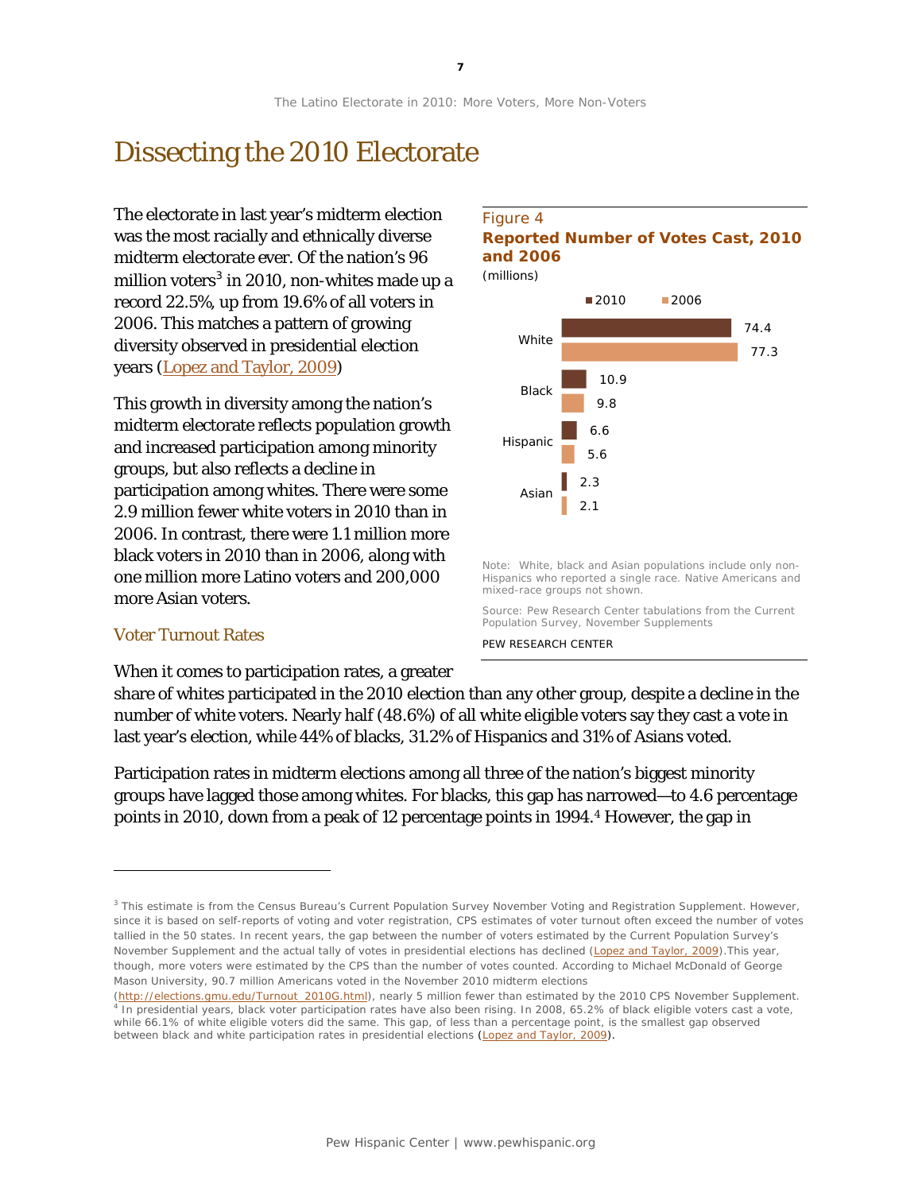# Dissecting the 2010 Electorate

The electorate in last year's midterm election was the most racially and ethnically diverse midterm electorate ever. Of the nation's 96 million voters[3] in 2010, non-whites made up a record 22.5%, up from 19.6% of all voters in 2006. This matches a pattern of growing diversity observed in presidential election years (Lopez and Taylor, 2009)

This growth in diversity among the nation's midterm electorate reflects population growth and increased participation among minority groups, but also reflects a decline in participation among whites. There were some 2.9 million fewer white voters in 2010 than in 2006. In contrast, there were 1.1 million more black voters in 2010 than in 2006, along with one million more Latino voters and 200,000 more Asian voters.

Figure 4

**Reported Number of Votes Cast, 2010 and 2006**

*(millions)*

| | 2010 | 2006 |
|---|---|---|
| White | 74.4 | 77.3 |
| Black | 10.9 | 9.8 |
| Hispanic | 6.6 | 5.6 |
| Asian | 2.3 | 2.1 |

Note: White, black and Asian populations include only non-Hispanics who reported a single race. Native Americans and mixed-race groups not shown.

Source: Pew Research Center tabulations from the Current Population Survey, November Supplements

PEW RESEARCH CENTER

## Voter Turnout Rates

When it comes to participation rates, a greater share of whites participated in the 2010 election than any other group, despite a decline in the number of white voters. Nearly half (48.6%) of all white eligible voters say they cast a vote in last year's election, while 44% of blacks, 31.2% of Hispanics and 31% of Asians voted.

Participation rates in midterm elections among all three of the nation's biggest minority groups have lagged those among whites. For blacks, this gap has narrowed—to 4.6 percentage points in 2010, down from a peak of 12 percentage points in 1994.[4] However, the gap in

---

[3] This estimate is from the Census Bureau's Current Population Survey November Voting and Registration Supplement. However, since it is based on self-reports of voting and voter registration, CPS estimates of voter turnout often exceed the number of votes tallied in the 50 states. In recent years, the gap between the number of voters estimated by the Current Population Survey's November Supplement and the actual tally of votes in presidential elections has declined (Lopez and Taylor, 2009).This year, though, more voters were estimated by the CPS than the number of votes counted. According to Michael McDonald of George Mason University, 90.7 million Americans voted in the November 2010 midterm elections (http://elections.gmu.edu/Turnout_2010G.html), nearly 5 million fewer than estimated by the 2010 CPS November Supplement.

[4] In presidential years, black voter participation rates have also been rising. In 2008, 65.2% of black eligible voters cast a vote, while 66.1% of white eligible voters did the same. This gap, of less than a percentage point, is the smallest gap observed between black and white participation rates in presidential elections (Lopez and Taylor, 2009).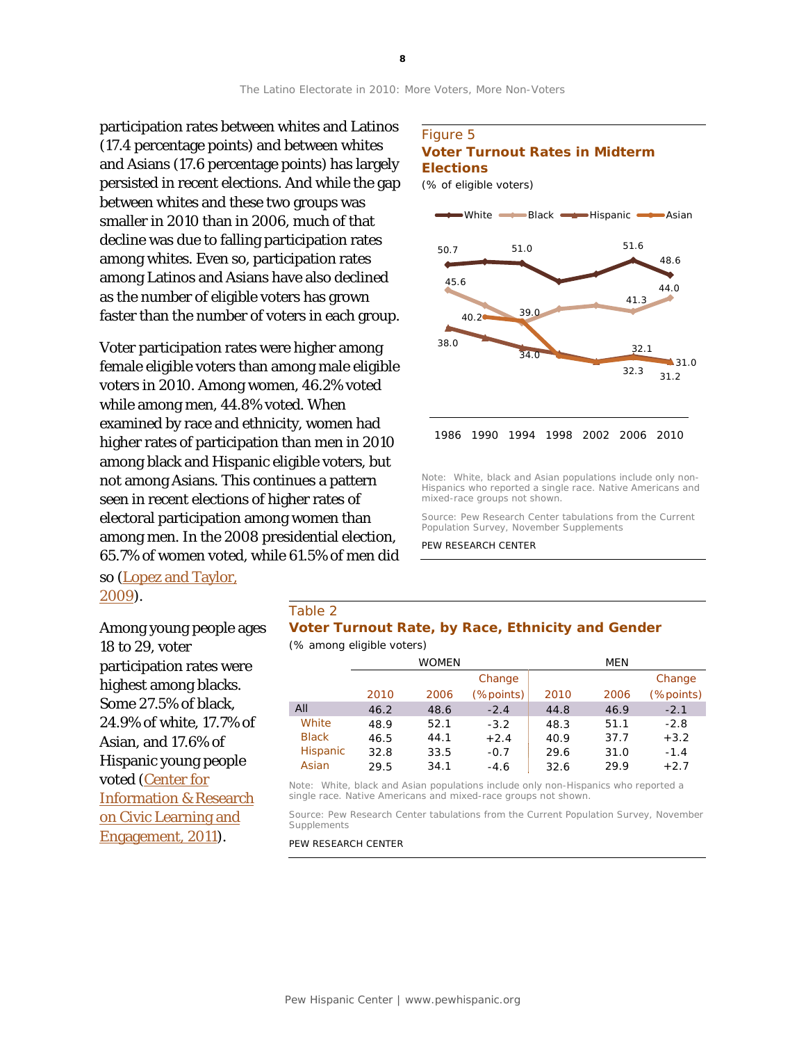participation rates between whites and Latinos (17.4 percentage points) and between whites and Asians (17.6 percentage points) has largely persisted in recent elections. And while the gap between whites and these two groups was smaller in 2010 than in 2006, much of that decline was due to falling participation rates among whites. Even so, participation rates among Latinos and Asians have also declined as the number of eligible voters has grown faster than the number of voters in each group.

Voter participation rates were higher among female eligible voters than among male eligible voters in 2010. Among women, 46.2% voted while among men, 44.8% voted. When examined by race and ethnicity, women had higher rates of participation than men in 2010 among black and Hispanic eligible voters, but not among Asians. This continues a pattern seen in recent elections of higher rates of electoral participation among women than among men. In the 2008 presidential election, 65.7% of women voted, while 61.5% of men did so (Lopez and Taylor, 2009).

Among young people ages 18 to 29, voter participation rates were highest among blacks. Some 27.5% of black, 24.9% of white, 17.7% of Asian, and 17.6% of Hispanic young people voted (Center for Information & Research on Civic Learning and Engagement, 2011).

Figure 5

**Voter Turnout Rates in Midterm Elections**

(% of eligible voters)

Note: White, black and Asian populations include only non-Hispanics who reported a single race. Native Americans and mixed-race groups not shown.

Source: Pew Research Center tabulations from the Current Population Survey, November Supplements

PEW RESEARCH CENTER

Table 2

**Voter Turnout Rate, by Race, Ethnicity and Gender**

(% among eligible voters)

| | WOMEN | | | MEN | | |
|---|---|---|---|---|---|---|
| | 2010 | 2006 | Change (%points) | 2010 | 2006 | Change (%points) |
| All | 46.2 | 48.6 | -2.4 | 44.8 | 46.9 | -2.1 |
| White | 48.9 | 52.1 | -3.2 | 48.3 | 51.1 | -2.8 |
| Black | 46.5 | 44.1 | +2.4 | 40.9 | 37.7 | +3.2 |
| Hispanic | 32.8 | 33.5 | -0.7 | 29.6 | 31.0 | -1.4 |
| Asian | 29.5 | 34.1 | -4.6 | 32.6 | 29.9 | +2.7 |

Note: White, black and Asian populations include only non-Hispanics who reported a single race. Native Americans and mixed-race groups not shown.

Source: Pew Research Center tabulations from the Current Population Survey, November Supplements

PEW RESEARCH CENTER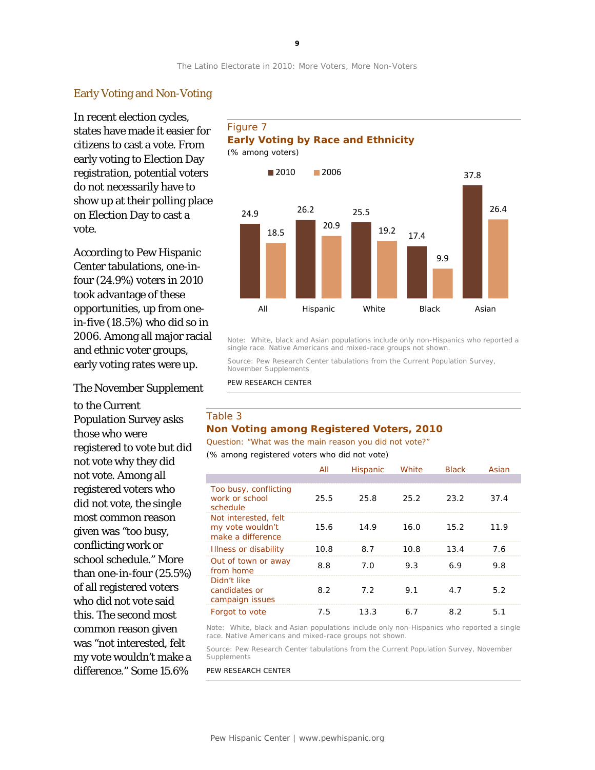## Early Voting and Non-Voting

In recent election cycles, states have made it easier for citizens to cast a vote. From early voting to Election Day registration, potential voters do not necessarily have to show up at their polling place on Election Day to cast a vote.

According to Pew Hispanic Center tabulations, one-in-four (24.9%) voters in 2010 took advantage of these opportunities, up from one-in-five (18.5%) who did so in 2006. Among all major racial and ethnic voter groups, early voting rates were up.

The November Supplement to the Current Population Survey asks those who were registered to vote but did not vote why they did not vote. Among all registered voters who did not vote, the single most common reason given was "too busy, conflicting work or school schedule." More than one-in-four (25.5%) of all registered voters who did not vote said this. The second most common reason given was "not interested, felt my vote wouldn't make a difference." Some 15.6%

Figure 7

**Early Voting by Race and Ethnicity**

(% among voters)

| | 2010 | 2006 |
|---|---|---|
| All | 24.9 | 18.5 |
| Hispanic | 26.2 | 20.9 |
| White | 25.5 | 19.2 |
| Black | 17.4 | 9.9 |
| Asian | 37.8 | 26.4 |

Note: White, black and Asian populations include only non-Hispanics who reported a single race. Native Americans and mixed-race groups not shown.

Source: Pew Research Center tabulations from the Current Population Survey, November Supplements

PEW RESEARCH CENTER

Table 3

**Non Voting among Registered Voters, 2010**

Question: "What was the main reason you did not vote?"

(% among registered voters who did not vote)

| | All | Hispanic | White | Black | Asian |
|---|---|---|---|---|---|
| Too busy, conflicting work or school schedule | 25.5 | 25.8 | 25.2 | 23.2 | 37.4 |
| Not interested, felt my vote wouldn't make a difference | 15.6 | 14.9 | 16.0 | 15.2 | 11.9 |
| Illness or disability | 10.8 | 8.7 | 10.8 | 13.4 | 7.6 |
| Out of town or away from home | 8.8 | 7.0 | 9.3 | 6.9 | 9.8 |
| Didn't like candidates or campaign issues | 8.2 | 7.2 | 9.1 | 4.7 | 5.2 |
| Forgot to vote | 7.5 | 13.3 | 6.7 | 8.2 | 5.1 |

Note: White, black and Asian populations include only non-Hispanics who reported a single race. Native Americans and mixed-race groups not shown.

Source: Pew Research Center tabulations from the Current Population Survey, November Supplements

PEW RESEARCH CENTER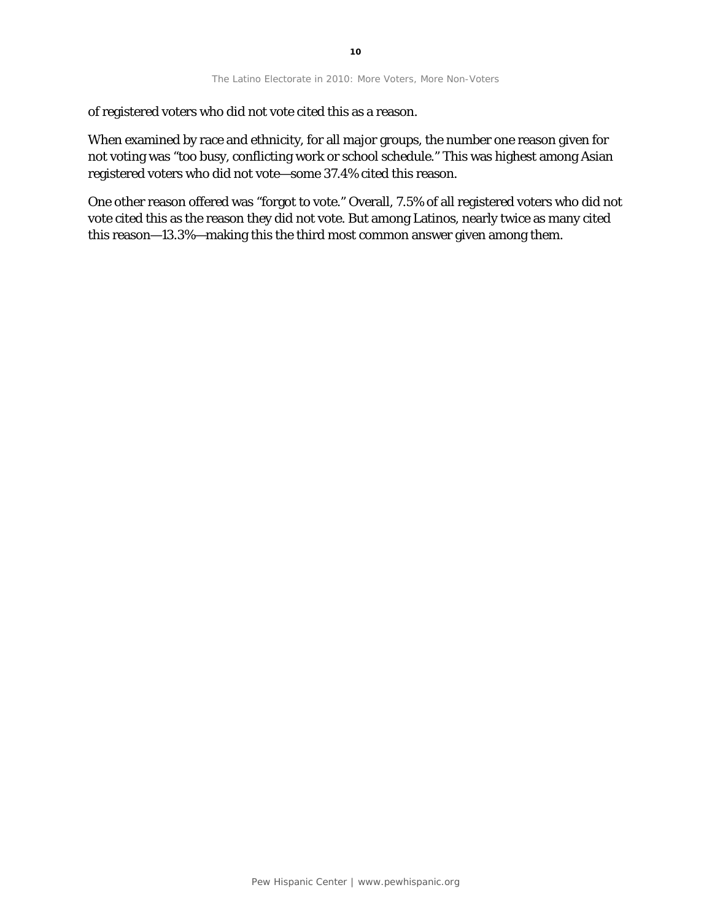of registered voters who did not vote cited this as a reason.

When examined by race and ethnicity, for all major groups, the number one reason given for not voting was “too busy, conflicting work or school schedule.” This was highest among Asian registered voters who did not vote—some 37.4% cited this reason.

One other reason offered was “forgot to vote.” Overall, 7.5% of all registered voters who did not vote cited this as the reason they did not vote. But among Latinos, nearly twice as many cited this reason—13.3%—making this the third most common answer given among them.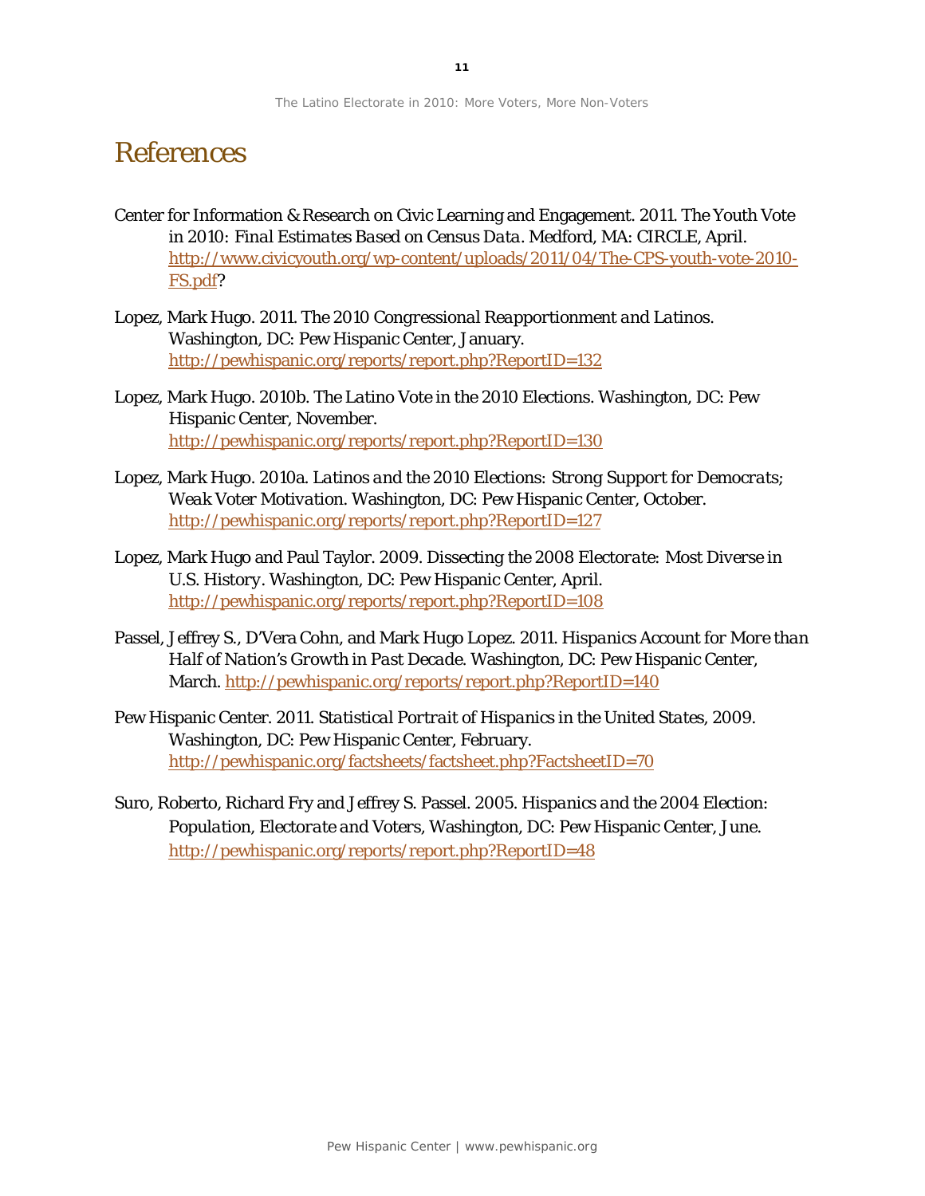# References

Center for Information & Research on Civic Learning and Engagement. 2011. *The Youth Vote in 2010: Final Estimates Based on Census Data*. Medford, MA: CIRCLE, April. http://www.civicyouth.org/wp-content/uploads/2011/04/The-CPS-youth-vote-2010-FS.pdf?

Lopez, Mark Hugo. 2011. *The 2010 Congressional Reapportionment and Latinos*. Washington, DC: Pew Hispanic Center, January. http://pewhispanic.org/reports/report.php?ReportID=132

Lopez, Mark Hugo. 2010b. *The Latino Vote in the 2010 Elections*. Washington, DC: Pew Hispanic Center, November. http://pewhispanic.org/reports/report.php?ReportID=130

Lopez, Mark Hugo. 2010a. *Latinos and the 2010 Elections: Strong Support for Democrats; Weak Voter Motivation*. Washington, DC: Pew Hispanic Center, October. http://pewhispanic.org/reports/report.php?ReportID=127

Lopez, Mark Hugo and Paul Taylor. 2009. *Dissecting the 2008 Electorate: Most Diverse in U.S. History*. Washington, DC: Pew Hispanic Center, April. http://pewhispanic.org/reports/report.php?ReportID=108

Passel, Jeffrey S., D'Vera Cohn, and Mark Hugo Lopez. 2011. *Hispanics Account for More than Half of Nation's Growth in Past Decade*. Washington, DC: Pew Hispanic Center, March. http://pewhispanic.org/reports/report.php?ReportID=140

Pew Hispanic Center. 2011. *Statistical Portrait of Hispanics in the United States, 2009*. Washington, DC: Pew Hispanic Center, February. http://pewhispanic.org/factsheets/factsheet.php?FactsheetID=70

Suro, Roberto, Richard Fry and Jeffrey S. Passel. 2005. *Hispanics and the 2004 Election: Population, Electorate and Voters*, Washington, DC: Pew Hispanic Center, June. http://pewhispanic.org/reports/report.php?ReportID=48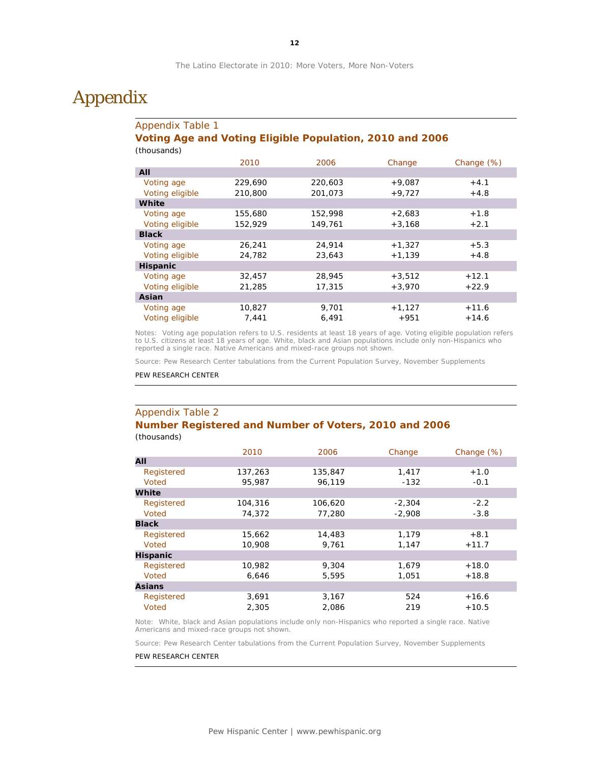# Appendix

## Appendix Table 1

### Voting Age and Voting Eligible Population, 2010 and 2006

(thousands)

| | 2010 | 2006 | Change | Change (%) |
|---|---|---|---|---|
| **All** | | | | |
| Voting age | 229,690 | 220,603 | +9,087 | +4.1 |
| Voting eligible | 210,800 | 201,073 | +9,727 | +4.8 |
| **White** | | | | |
| Voting age | 155,680 | 152,998 | +2,683 | +1.8 |
| Voting eligible | 152,929 | 149,761 | +3,168 | +2.1 |
| **Black** | | | | |
| Voting age | 26,241 | 24,914 | +1,327 | +5.3 |
| Voting eligible | 24,782 | 23,643 | +1,139 | +4.8 |
| **Hispanic** | | | | |
| Voting age | 32,457 | 28,945 | +3,512 | +12.1 |
| Voting eligible | 21,285 | 17,315 | +3,970 | +22.9 |
| **Asian** | | | | |
| Voting age | 10,827 | 9,701 | +1,127 | +11.6 |
| Voting eligible | 7,441 | 6,491 | +951 | +14.6 |

Notes: Voting age population refers to U.S. residents at least 18 years of age. Voting eligible population refers to U.S. citizens at least 18 years of age. White, black and Asian populations include only non-Hispanics who reported a single race. Native Americans and mixed-race groups not shown.

Source: Pew Research Center tabulations from the Current Population Survey, November Supplements

PEW RESEARCH CENTER

## Appendix Table 2

### Number Registered and Number of Voters, 2010 and 2006

(thousands)

| | 2010 | 2006 | Change | Change (%) |
|---|---|---|---|---|
| **All** | | | | |
| Registered | 137,263 | 135,847 | 1,417 | +1.0 |
| Voted | 95,987 | 96,119 | -132 | -0.1 |
| **White** | | | | |
| Registered | 104,316 | 106,620 | -2,304 | -2.2 |
| Voted | 74,372 | 77,280 | -2,908 | -3.8 |
| **Black** | | | | |
| Registered | 15,662 | 14,483 | 1,179 | +8.1 |
| Voted | 10,908 | 9,761 | 1,147 | +11.7 |
| **Hispanic** | | | | |
| Registered | 10,982 | 9,304 | 1,679 | +18.0 |
| Voted | 6,646 | 5,595 | 1,051 | +18.8 |
| **Asians** | | | | |
| Registered | 3,691 | 3,167 | 524 | +16.6 |
| Voted | 2,305 | 2,086 | 219 | +10.5 |

Note: White, black and Asian populations include only non-Hispanics who reported a single race. Native Americans and mixed-race groups not shown.

Source: Pew Research Center tabulations from the Current Population Survey, November Supplements

PEW RESEARCH CENTER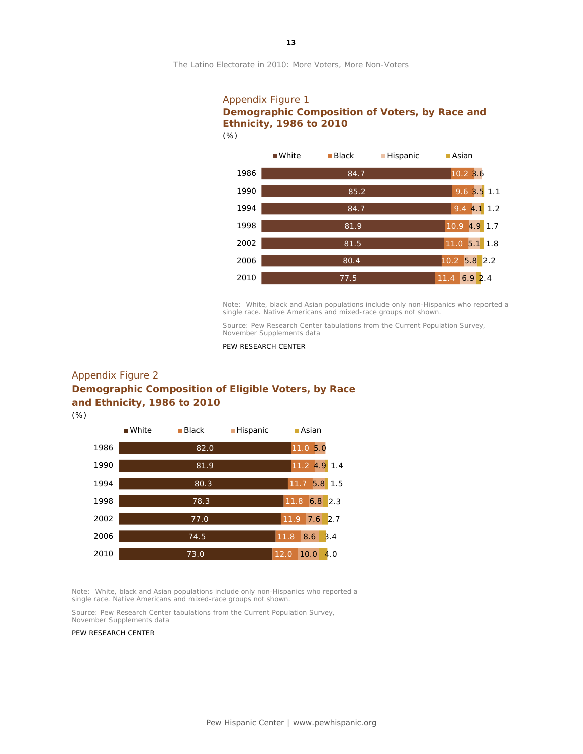## Appendix Figure 1

### Demogrphic Composition of Voters, by Race and Ethnicity, 1986 to 2010

(%)

| Year | White | Black | Hispanic | Asian |
|---|---|---|---|---|
| 1986 | 84.7 | 10.2 | 3.6 | |
| 1990 | 85.2 | 9.6 | 3.5 | 1.1 |
| 1994 | 84.7 | 9.4 | 4.1 | 1.2 |
| 1998 | 81.9 | 10.9 | 4.9 | 1.7 |
| 2002 | 81.5 | 11.0 | 5.1 | 1.8 |
| 2006 | 80.4 | 10.2 | 5.8 | 2.2 |
| 2010 | 77.5 | 11.4 | 6.9 | 2.4 |

Note: White, black and Asian populations include only non-Hispanics who reported a single race. Native Americans and mixed-race groups not shown.

Source: Pew Research Center tabulations from the Current Population Survey, November Supplements data

PEW RESEARCH CENTER

## Appendix Figure 2

### Demographic Composition of Eligible Voters, by Race and Ethnicity, 1986 to 2010

(%)

| Year | White | Black | Hispanic | Asian |
|---|---|---|---|---|
| 1986 | 82.0 | 11.0 | 5.0 | |
| 1990 | 81.9 | 11.2 | 4.9 | 1.4 |
| 1994 | 80.3 | 11.7 | 5.8 | 1.5 |
| 1998 | 78.3 | 11.8 | 6.8 | 2.3 |
| 2002 | 77.0 | 11.9 | 7.6 | 2.7 |
| 2006 | 74.5 | 11.8 | 8.6 | 3.4 |
| 2010 | 73.0 | 12.0 | 10.0 | 4.0 |

Note: White, black and Asian populations include only non-Hispanics who reported a single race. Native Americans and mixed-race groups not shown.

Source: Pew Research Center tabulations from the Current Population Survey, November Supplements data

PEW RESEARCH CENTER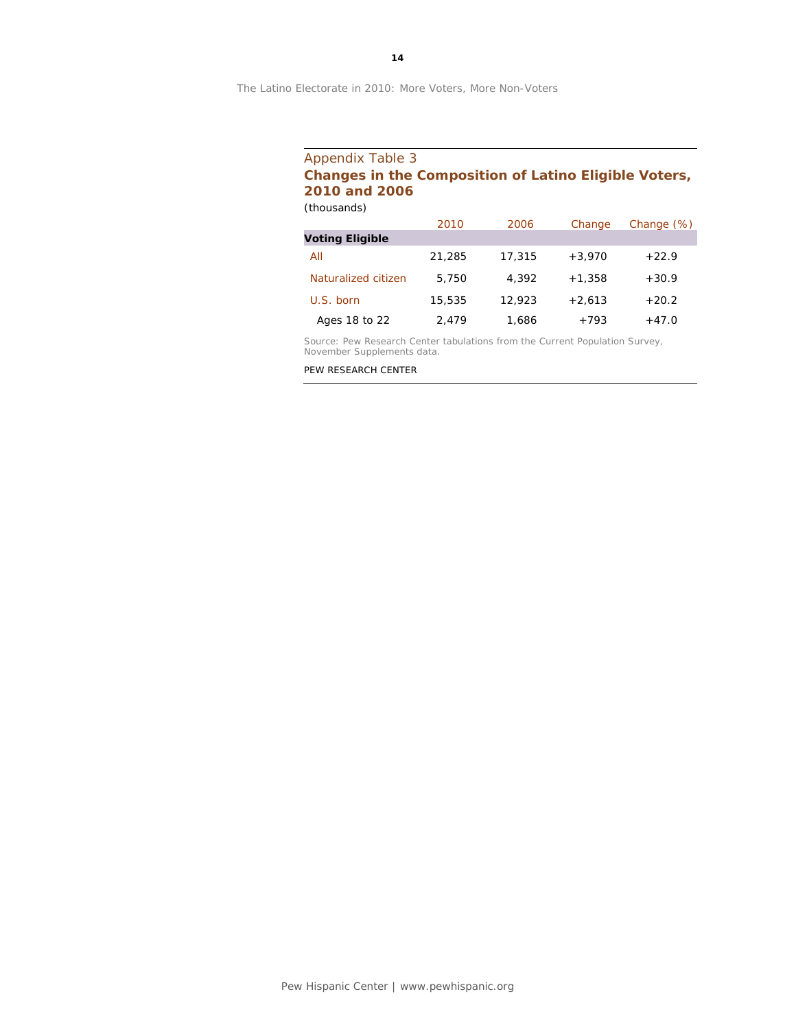Appendix Table 3

**Changes in the Composition of Latino Eligible Voters, 2010 and 2006**

(thousands)

| | 2010 | 2006 | Change | Change (%) |
|---|---|---|---|---|
| **Voting Eligible** | | | | |
| All | 21,285 | 17,315 | +3,970 | +22.9 |
| Naturalized citizen | 5,750 | 4,392 | +1,358 | +30.9 |
| U.S. born | 15,535 | 12,923 | +2,613 | +20.2 |
| Ages 18 to 22 | 2,479 | 1,686 | +793 | +47.0 |

Source: Pew Research Center tabulations from the Current Population Survey, November Supplements data.

PEW RESEARCH CENTER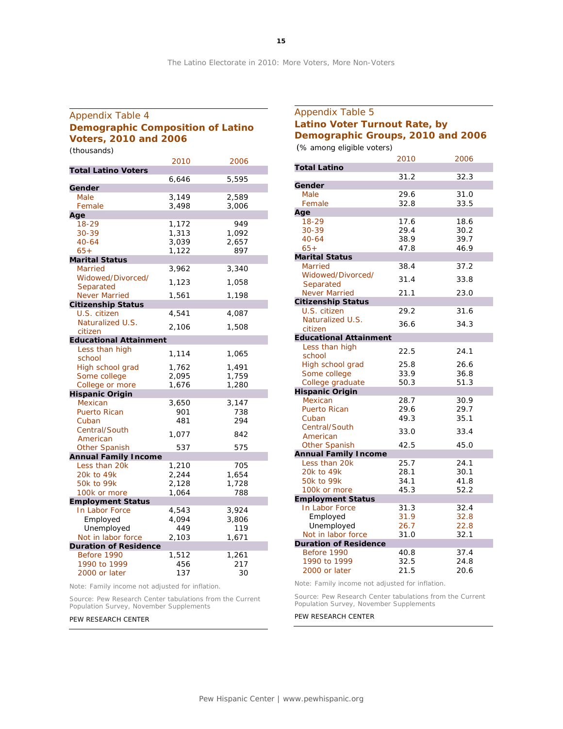## Appendix Table 4

### Demographic Composition of Latino Voters, 2010 and 2006

(thousands)

| | 2010 | 2006 |
|---|---|---|
| **Total Latino Voters** | | |
| | 6,646 | 5,595 |
| **Gender** | | |
| Male | 3,149 | 2,589 |
| Female | 3,498 | 3,006 |
| **Age** | | |
| 18-29 | 1,172 | 949 |
| 30-39 | 1,313 | 1,092 |
| 40-64 | 3,039 | 2,657 |
| 65+ | 1,122 | 897 |
| **Marital Status** | | |
| Married | 3,962 | 3,340 |
| Widowed/Divorced/ Separated | 1,123 | 1,058 |
| Never Married | 1,561 | 1,198 |
| **Citizenship Status** | | |
| U.S. citizen | 4,541 | 4,087 |
| Naturalized U.S. citizen | 2,106 | 1,508 |
| **Educational Attainment** | | |
| Less than high school | 1,114 | 1,065 |
| High school grad | 1,762 | 1,491 |
| Some college | 2,095 | 1,759 |
| College or more | 1,676 | 1,280 |
| **Hispanic Origin** | | |
| Mexican | 3,650 | 3,147 |
| Puerto Rican | 901 | 738 |
| Cuban | 481 | 294 |
| Central/South American | 1,077 | 842 |
| Other Spanish | 537 | 575 |
| **Annual Family Income** | | |
| Less than 20k | 1,210 | 705 |
| 20k to 49k | 2,244 | 1,654 |
| 50k to 99k | 2,128 | 1,728 |
| 100k or more | 1,064 | 788 |
| **Employment Status** | | |
| In Labor Force | 4,543 | 3,924 |
| Employed | 4,094 | 3,806 |
| Unemployed | 449 | 119 |
| Not in labor force | 2,103 | 1,671 |
| **Duration of Residence** | | |
| Before 1990 | 1,512 | 1,261 |
| 1990 to 1999 | 456 | 217 |
| 2000 or later | 137 | 30 |

Note: Family income not adjusted for inflation.

Source: Pew Research Center tabulations from the Current Population Survey, November Supplements

PEW RESEARCH CENTER

## Appendix Table 5

### Latino Voter Turnout Rate, by Demographic Groups, 2010 and 2006

(% among eligible voters)

| | 2010 | 2006 |
|---|---|---|
| **Total Latino** | | |
| | 31.2 | 32.3 |
| **Gender** | | |
| Male | 29.6 | 31.0 |
| Female | 32.8 | 33.5 |
| **Age** | | |
| 18-29 | 17.6 | 18.6 |
| 30-39 | 29.4 | 30.2 |
| 40-64 | 38.9 | 39.7 |
| 65+ | 47.8 | 46.9 |
| **Marital Status** | | |
| Married | 38.4 | 37.2 |
| Widowed/Divorced/ Separated | 31.4 | 33.8 |
| Never Married | 21.1 | 23.0 |
| **Citizenship Status** | | |
| U.S. citizen | 29.2 | 31.6 |
| Naturalized U.S. citizen | 36.6 | 34.3 |
| **Educational Attainment** | | |
| Less than high school | 22.5 | 24.1 |
| High school grad | 25.8 | 26.6 |
| Some college | 33.9 | 36.8 |
| College graduate | 50.3 | 51.3 |
| **Hispanic Origin** | | |
| Mexican | 28.7 | 30.9 |
| Puerto Rican | 29.6 | 29.7 |
| Cuban | 49.3 | 35.1 |
| Central/South American | 33.0 | 33.4 |
| Other Spanish | 42.5 | 45.0 |
| **Annual Family Income** | | |
| Less than 20k | 25.7 | 24.1 |
| 20k to 49k | 28.1 | 30.1 |
| 50k to 99k | 34.1 | 41.8 |
| 100k or more | 45.3 | 52.2 |
| **Employment Status** | | |
| In Labor Force | 31.3 | 32.4 |
| Employed | 31.9 | 32.8 |
| Unemployed | 26.7 | 22.8 |
| Not in labor force | 31.0 | 32.1 |
| **Duration of Residence** | | |
| Before 1990 | 40.8 | 37.4 |
| 1990 to 1999 | 32.5 | 24.8 |
| 2000 or later | 21.5 | 20.6 |

Note: Family income not adjusted for inflation.

Source: Pew Research Center tabulations from the Current Population Survey, November Supplements

PEW RESEARCH CENTER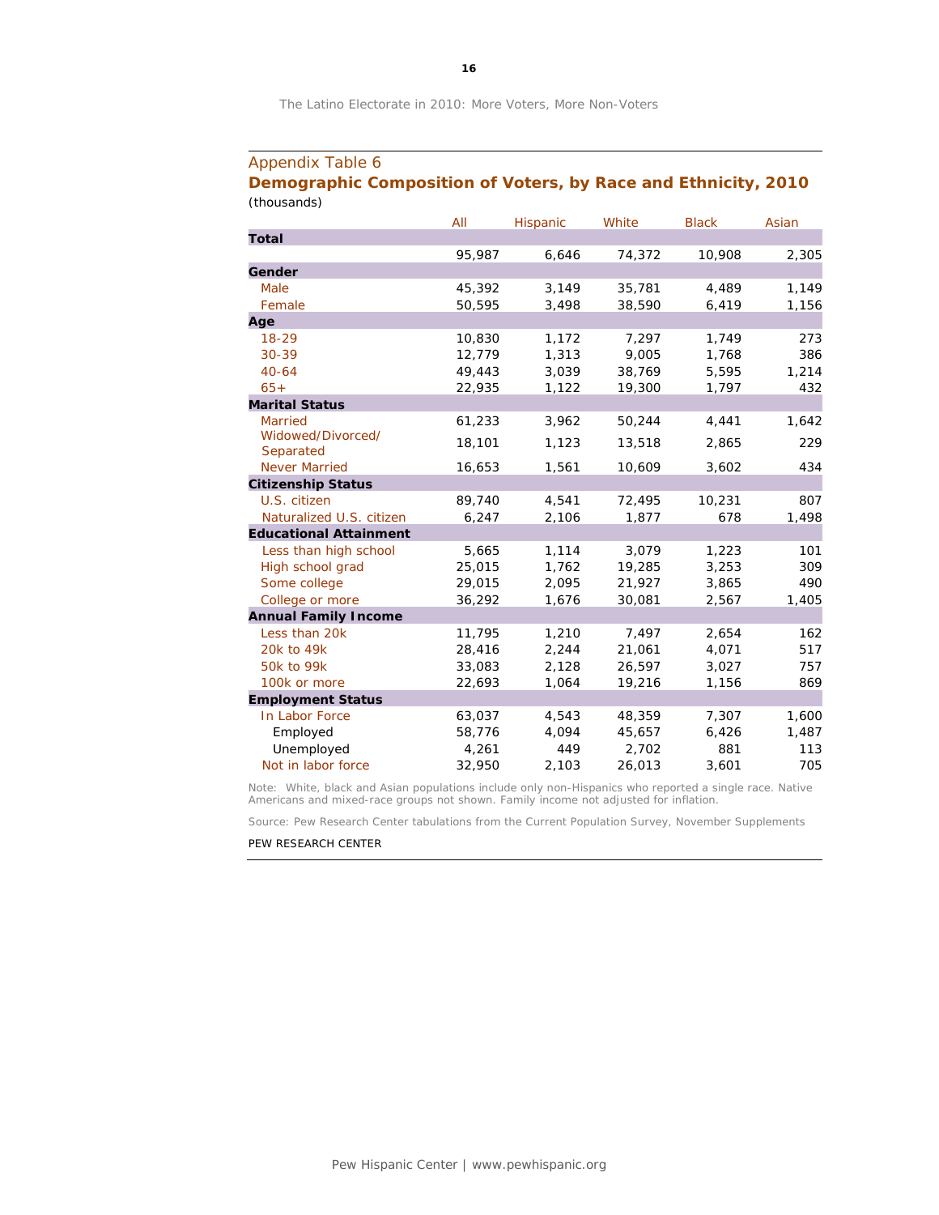## Appendix Table 6

### Demographic Composition of Voters, by Race and Ethnicity, 2010

(thousands)

| | All | Hispanic | White | Black | Asian |
|---|---|---|---|---|---|
| **Total** | | | | | |
| | 95,987 | 6,646 | 74,372 | 10,908 | 2,305 |
| **Gender** | | | | | |
| Male | 45,392 | 3,149 | 35,781 | 4,489 | 1,149 |
| Female | 50,595 | 3,498 | 38,590 | 6,419 | 1,156 |
| **Age** | | | | | |
| 18-29 | 10,830 | 1,172 | 7,297 | 1,749 | 273 |
| 30-39 | 12,779 | 1,313 | 9,005 | 1,768 | 386 |
| 40-64 | 49,443 | 3,039 | 38,769 | 5,595 | 1,214 |
| 65+ | 22,935 | 1,122 | 19,300 | 1,797 | 432 |
| **Marital Status** | | | | | |
| Married | 61,233 | 3,962 | 50,244 | 4,441 | 1,642 |
| Widowed/Divorced/ Separated | 18,101 | 1,123 | 13,518 | 2,865 | 229 |
| Never Married | 16,653 | 1,561 | 10,609 | 3,602 | 434 |
| **Citizenship Status** | | | | | |
| U.S. citizen | 89,740 | 4,541 | 72,495 | 10,231 | 807 |
| Naturalized U.S. citizen | 6,247 | 2,106 | 1,877 | 678 | 1,498 |
| **Educational Attainment** | | | | | |
| Less than high school | 5,665 | 1,114 | 3,079 | 1,223 | 101 |
| High school grad | 25,015 | 1,762 | 19,285 | 3,253 | 309 |
| Some college | 29,015 | 2,095 | 21,927 | 3,865 | 490 |
| College or more | 36,292 | 1,676 | 30,081 | 2,567 | 1,405 |
| **Annual Family Income** | | | | | |
| Less than 20k | 11,795 | 1,210 | 7,497 | 2,654 | 162 |
| 20k to 49k | 28,416 | 2,244 | 21,061 | 4,071 | 517 |
| 50k to 99k | 33,083 | 2,128 | 26,597 | 3,027 | 757 |
| 100k or more | 22,693 | 1,064 | 19,216 | 1,156 | 869 |
| **Employment Status** | | | | | |
| In Labor Force | 63,037 | 4,543 | 48,359 | 7,307 | 1,600 |
| Employed | 58,776 | 4,094 | 45,657 | 6,426 | 1,487 |
| Unemployed | 4,261 | 449 | 2,702 | 881 | 113 |
| Not in labor force | 32,950 | 2,103 | 26,013 | 3,601 | 705 |

Note: White, black and Asian populations include only non-Hispanics who reported a single race. Native Americans and mixed-race groups not shown. Family income not adjusted for inflation.

Source: Pew Research Center tabulations from the Current Population Survey, November Supplements

PEW RESEARCH CENTER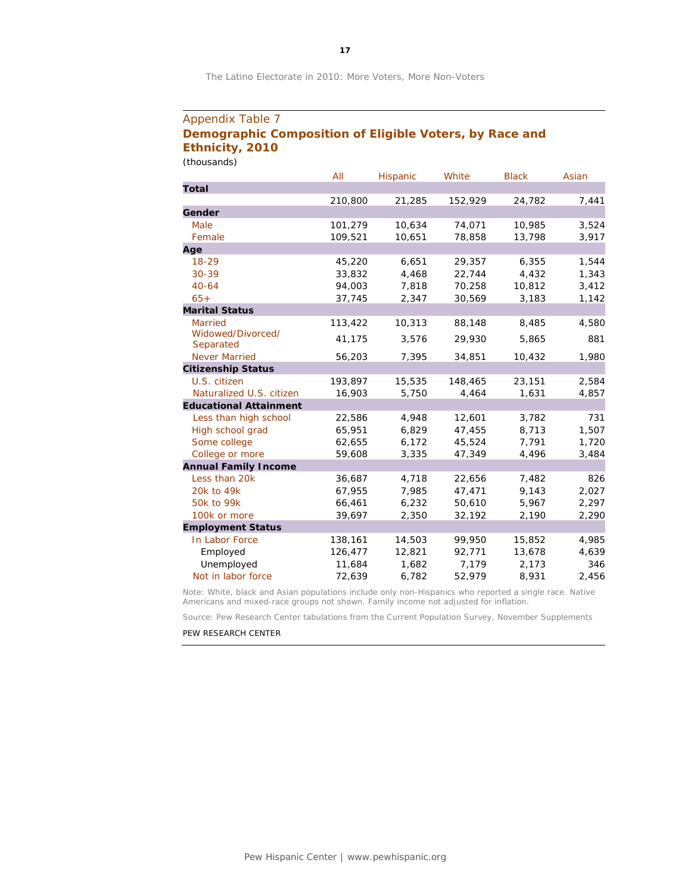## Appendix Table 7

### Demographic Composition of Eligible Voters, by Race and Ethnicity, 2010

(thousands)

| | All | Hispanic | White | Black | Asian |
|---|---|---|---|---|---|
| **Total** | | | | | |
| | 210,800 | 21,285 | 152,929 | 24,782 | 7,441 |
| **Gender** | | | | | |
| Male | 101,279 | 10,634 | 74,071 | 10,985 | 3,524 |
| Female | 109,521 | 10,651 | 78,858 | 13,798 | 3,917 |
| **Age** | | | | | |
| 18-29 | 45,220 | 6,651 | 29,357 | 6,355 | 1,544 |
| 30-39 | 33,832 | 4,468 | 22,744 | 4,432 | 1,343 |
| 40-64 | 94,003 | 7,818 | 70,258 | 10,812 | 3,412 |
| 65+ | 37,745 | 2,347 | 30,569 | 3,183 | 1,142 |
| **Marital Status** | | | | | |
| Married | 113,422 | 10,313 | 88,148 | 8,485 | 4,580 |
| Widowed/Divorced/ Separated | 41,175 | 3,576 | 29,930 | 5,865 | 881 |
| Never Married | 56,203 | 7,395 | 34,851 | 10,432 | 1,980 |
| **Citizenship Status** | | | | | |
| U.S. citizen | 193,897 | 15,535 | 148,465 | 23,151 | 2,584 |
| Naturalized U.S. citizen | 16,903 | 5,750 | 4,464 | 1,631 | 4,857 |
| **Educational Attainment** | | | | | |
| Less than high school | 22,586 | 4,948 | 12,601 | 3,782 | 731 |
| High school grad | 65,951 | 6,829 | 47,455 | 8,713 | 1,507 |
| Some college | 62,655 | 6,172 | 45,524 | 7,791 | 1,720 |
| College or more | 59,608 | 3,335 | 47,349 | 4,496 | 3,484 |
| **Annual Family Income** | | | | | |
| Less than 20k | 36,687 | 4,718 | 22,656 | 7,482 | 826 |
| 20k to 49k | 67,955 | 7,985 | 47,471 | 9,143 | 2,027 |
| 50k to 99k | 66,461 | 6,232 | 50,610 | 5,967 | 2,297 |
| 100k or more | 39,697 | 2,350 | 32,192 | 2,190 | 2,290 |
| **Employment Status** | | | | | |
| In Labor Force | 138,161 | 14,503 | 99,950 | 15,852 | 4,985 |
| Employed | 126,477 | 12,821 | 92,771 | 13,678 | 4,639 |
| Unemployed | 11,684 | 1,682 | 7,179 | 2,173 | 346 |
| Not in labor force | 72,639 | 6,782 | 52,979 | 8,931 | 2,456 |

Note: White, black and Asian populations include only non-Hispanics who reported a single race. Native Americans and mixed-race groups not shown. Family income not adjusted for inflation.

Source: Pew Research Center tabulations from the Current Population Survey, November Supplements

PEW RESEARCH CENTER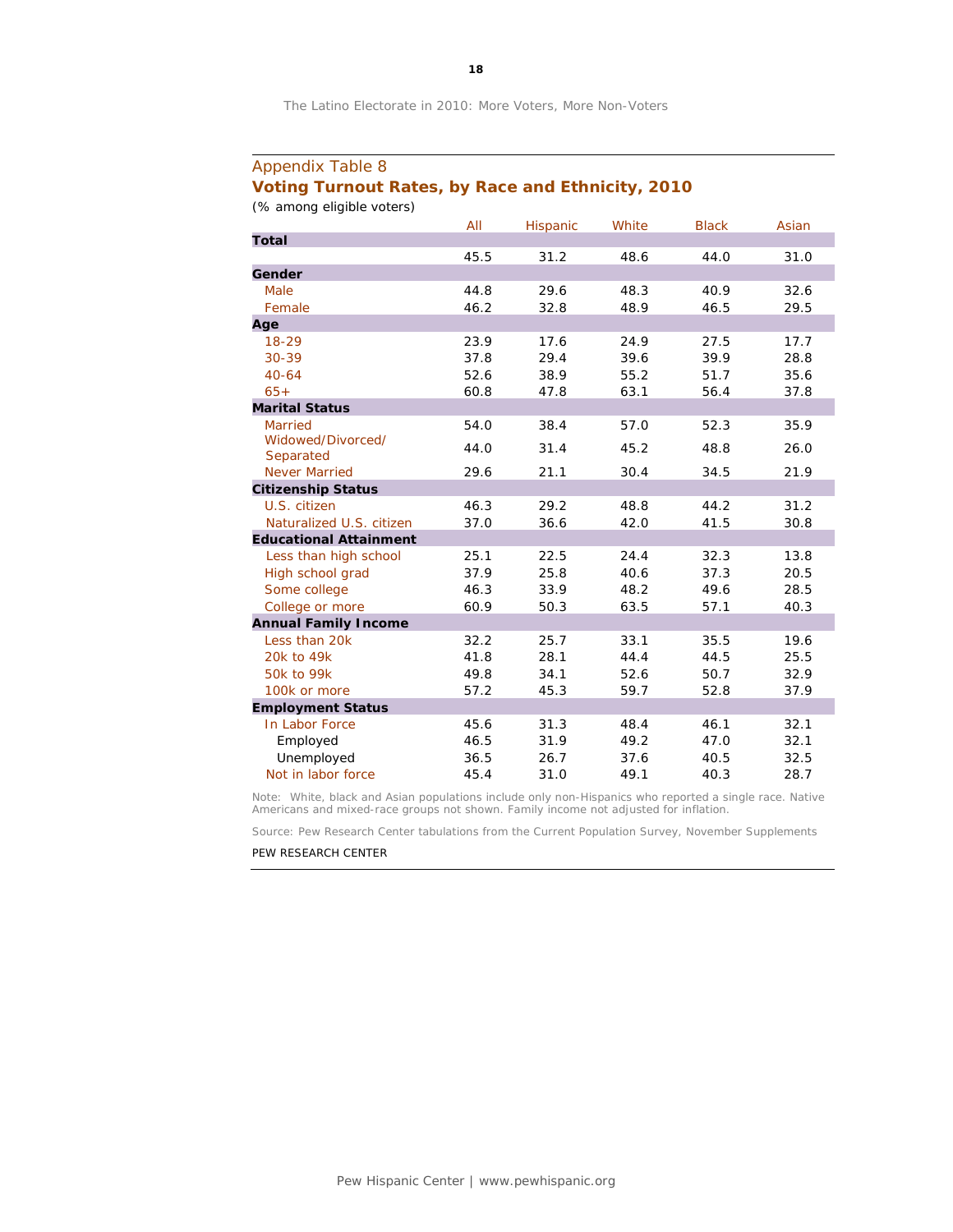## Appendix Table 8

### Voting Turnout Rates, by Race and Ethnicity, 2010

(% among eligible voters)

| | All | Hispanic | White | Black | Asian |
|---|---|---|---|---|---|
| **Total** | | | | | |
| | 45.5 | 31.2 | 48.6 | 44.0 | 31.0 |
| **Gender** | | | | | |
| Male | 44.8 | 29.6 | 48.3 | 40.9 | 32.6 |
| Female | 46.2 | 32.8 | 48.9 | 46.5 | 29.5 |
| **Age** | | | | | |
| 18-29 | 23.9 | 17.6 | 24.9 | 27.5 | 17.7 |
| 30-39 | 37.8 | 29.4 | 39.6 | 39.9 | 28.8 |
| 40-64 | 52.6 | 38.9 | 55.2 | 51.7 | 35.6 |
| 65+ | 60.8 | 47.8 | 63.1 | 56.4 | 37.8 |
| **Marital Status** | | | | | |
| Married | 54.0 | 38.4 | 57.0 | 52.3 | 35.9 |
| Widowed/Divorced/ Separated | 44.0 | 31.4 | 45.2 | 48.8 | 26.0 |
| Never Married | 29.6 | 21.1 | 30.4 | 34.5 | 21.9 |
| **Citizenship Status** | | | | | |
| U.S. citizen | 46.3 | 29.2 | 48.8 | 44.2 | 31.2 |
| Naturalized U.S. citizen | 37.0 | 36.6 | 42.0 | 41.5 | 30.8 |
| **Educational Attainment** | | | | | |
| Less than high school | 25.1 | 22.5 | 24.4 | 32.3 | 13.8 |
| High school grad | 37.9 | 25.8 | 40.6 | 37.3 | 20.5 |
| Some college | 46.3 | 33.9 | 48.2 | 49.6 | 28.5 |
| College or more | 60.9 | 50.3 | 63.5 | 57.1 | 40.3 |
| **Annual Family Income** | | | | | |
| Less than 20k | 32.2 | 25.7 | 33.1 | 35.5 | 19.6 |
| 20k to 49k | 41.8 | 28.1 | 44.4 | 44.5 | 25.5 |
| 50k to 99k | 49.8 | 34.1 | 52.6 | 50.7 | 32.9 |
| 100k or more | 57.2 | 45.3 | 59.7 | 52.8 | 37.9 |
| **Employment Status** | | | | | |
| In Labor Force | 45.6 | 31.3 | 48.4 | 46.1 | 32.1 |
| Employed | 46.5 | 31.9 | 49.2 | 47.0 | 32.1 |
| Unemployed | 36.5 | 26.7 | 37.6 | 40.5 | 32.5 |
| Not in labor force | 45.4 | 31.0 | 49.1 | 40.3 | 28.7 |

Note: White, black and Asian populations include only non-Hispanics who reported a single race. Native Americans and mixed-race groups not shown. Family income not adjusted for inflation.

Source: Pew Research Center tabulations from the Current Population Survey, November Supplements

PEW RESEARCH CENTER